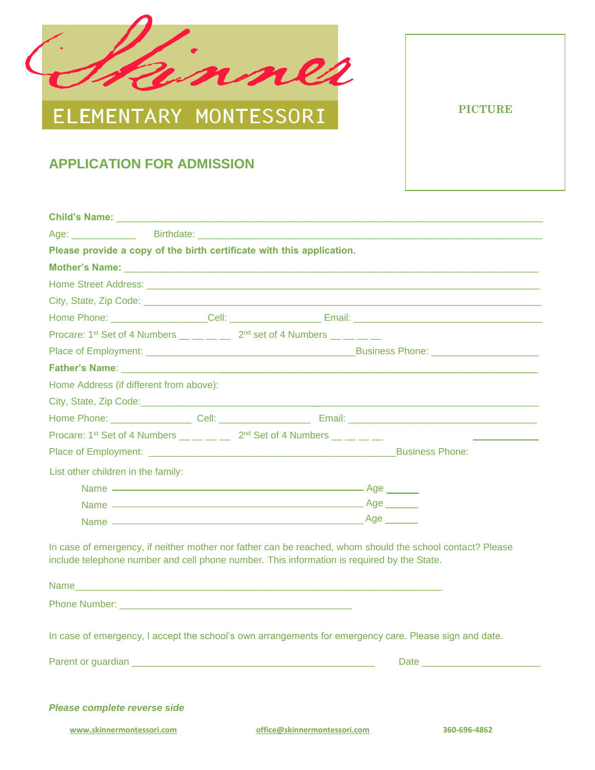Skinner

ELEMENTARY MONTESSORI

PICTURE

## APPLICATION FOR ADMISSION

**Child's Name:** ___________________________________________________________________________

Age: ____________ Birthdate: ________________________________________________________________

**Please provide a copy of the birth certificate with this application.**

**Mother's Name:** __________________________________________________________________________

Home Street Address: ________________________________________________________________________

City, State, Zip Code: _______________________________________________________________________

Home Phone: __________________Cell: ________________ Email: __________________________________

Procare: 1st Set of 4 Numbers __ __ __ __ 2nd set of 4 Numbers __ __ __ __

Place of Employment: _____________________________________Business Phone: ___________________

**Father's Name**: __________________________________________________________________________

Home Address (if different from above):

City, State, Zip Code:_________________________________________________________________________

Home Phone: _______________ Cell: _________________ Email: __________________________________

Procare: 1st Set of 4 Numbers __ __ __ __ 2nd Set of 4 Numbers __ __ __ __ ____________

Place of Employment: ____________________________________________Business Phone:

List other children in the family:

Name ____________________________________________ Age ______

Name ____________________________________________ Age ______

Name ____________________________________________ Age ______

In case of emergency, if neither mother nor father can be reached, whom should the school contact? Please include telephone number and cell phone number. This information is required by the State.

Name_________________________________________________________________

Phone Number: __________________________________________

In case of emergency, I accept the school's own arrangements for emergency care. Please sign and date.

Parent or guardian ____________________________________________ Date _____________________

***Please complete reverse side***

www.skinnermontessori.com office@skinnermontessori.com 360-696-4862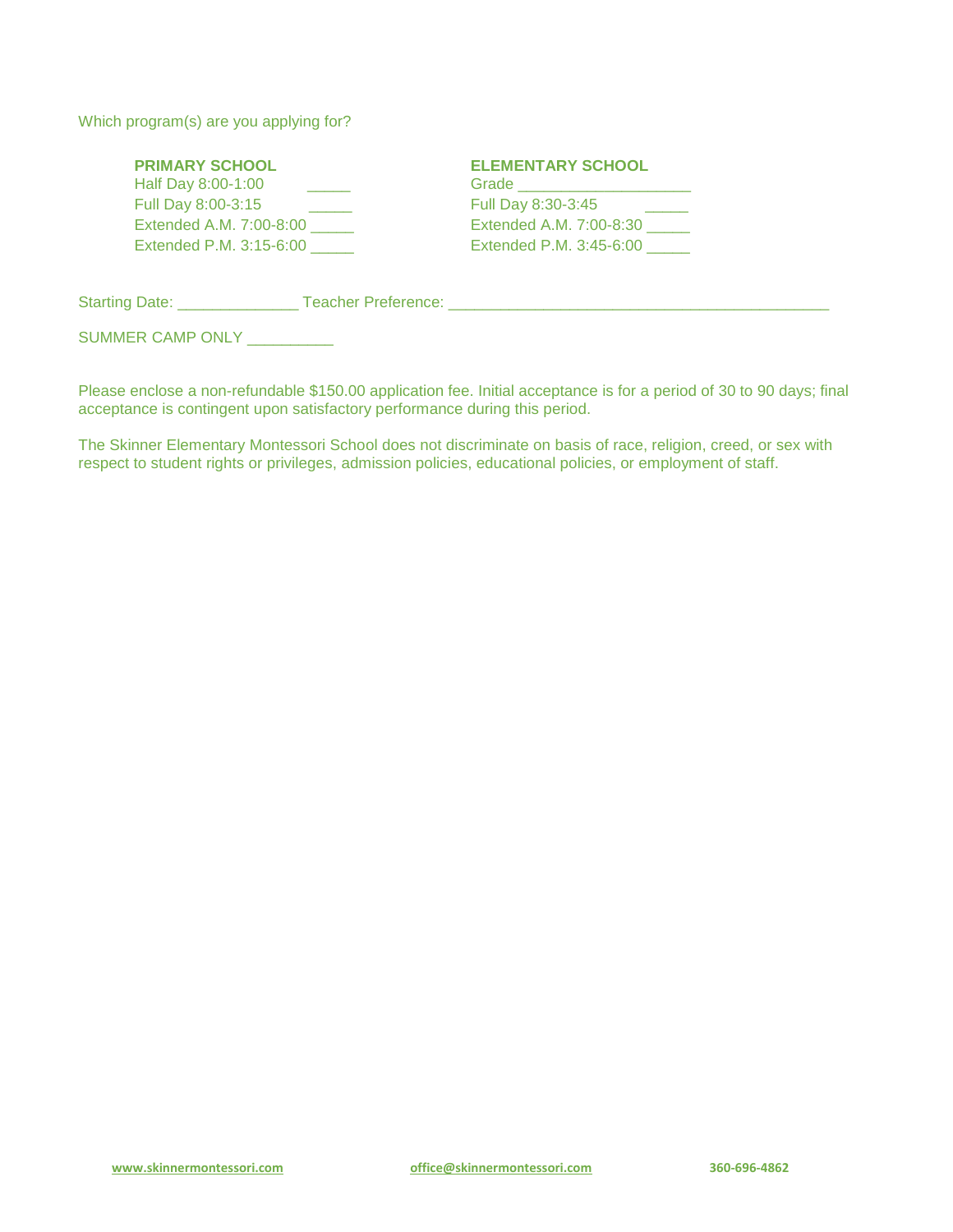Which program(s) are you applying for?

**PRIMARY SCHOOL**
Half Day 8:00-1:00 _____
Full Day 8:00-3:15 _____
Extended A.M. 7:00-8:00 _____
Extended P.M. 3:15-6:00 _____

**ELEMENTARY SCHOOL**
Grade ____________________
Full Day 8:30-3:45 _____
Extended A.M. 7:00-8:30 _____
Extended P.M. 3:45-6:00 _____

Starting Date: ______________ Teacher Preference: ____________________________________________

SUMMER CAMP ONLY __________

Please enclose a non-refundable $150.00 application fee. Initial acceptance is for a period of 30 to 90 days; final acceptance is contingent upon satisfactory performance during this period.

The Skinner Elementary Montessori School does not discriminate on basis of race, religion, creed, or sex with respect to student rights or privileges, admission policies, educational policies, or employment of staff.